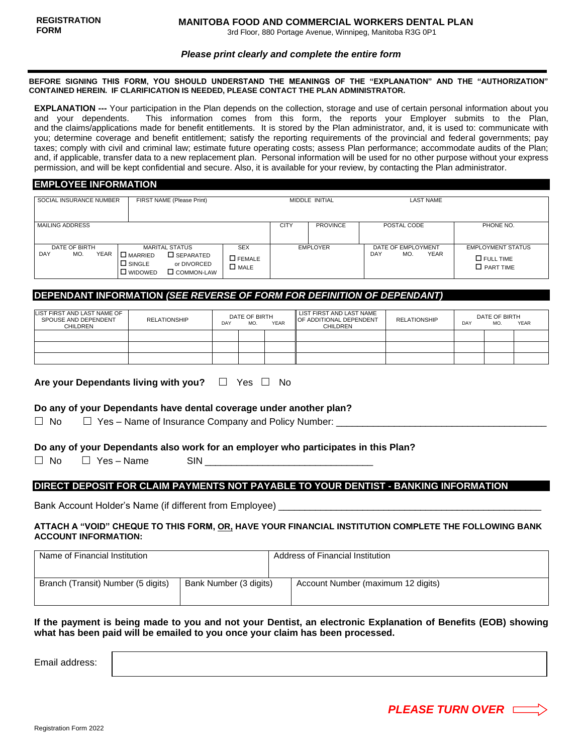**REGISTRATION FORM**

# MANITOBA FOOD AND COMMERCIAL WORKERS DENTAL PLAN

3rd Floor, 880 Portage Avenue, Winnipeg, Manitoba R3G 0P1

***Please print clearly and complete the entire form***

**BEFORE SIGNING THIS FORM, YOU SHOULD UNDERSTAND THE MEANINGS OF THE "EXPLANATION" AND THE "AUTHORIZATION" CONTAINED HEREIN. IF CLARIFICATION IS NEEDED, PLEASE CONTACT THE PLAN ADMINISTRATOR.**

**EXPLANATION ---** Your participation in the Plan depends on the collection, storage and use of certain personal information about you and your dependents. This information comes from this form, the reports your Employer submits to the Plan, and the claims/applications made for benefit entitlements. It is stored by the Plan administrator, and, it is used to: communicate with you; determine coverage and benefit entitlement; satisfy the reporting requirements of the provincial and federal governments; pay taxes; comply with civil and criminal law; estimate future operating costs; assess Plan performance; accommodate audits of the Plan; and, if applicable, transfer data to a new replacement plan. Personal information will be used for no other purpose without your express permission, and will be kept confidential and secure. Also, it is available for your review, by contacting the Plan administrator.

## EMPLOYEE INFORMATION

| SOCIAL INSURANCE NUMBER | FIRST NAME (Please Print) | MIDDLE INITIAL | LAST NAME |
|---|---|---|---|
| | | | |

| MAILING ADDRESS | CITY | PROVINCE | POSTAL CODE | PHONE NO. |
|---|---|---|---|---|
| | | | | |

| DATE OF BIRTH (DAY / MO. / YEAR) | MARITAL STATUS | SEX | EMPLOYER | DATE OF EMPLOYMENT (DAY / MO. / YEAR) | EMPLOYMENT STATUS |
|---|---|---|---|---|---|
| | ☐ MARRIED ☐ SEPARATED ☐ SINGLE or DIVORCED ☐ WIDOWED ☐ COMMON-LAW | ☐ FEMALE ☐ MALE | | | ☐ FULL TIME ☐ PART TIME |

## DEPENDANT INFORMATION *(SEE REVERSE OF FORM FOR DEFINITION OF DEPENDANT)*

| LIST FIRST AND LAST NAME OF SPOUSE AND DEPENDENT CHILDREN | RELATIONSHIP | DATE OF BIRTH | | | LIST FIRST AND LAST NAME OF ADDITIONAL DEPENDENT CHILDREN | RELATIONSHIP | DATE OF BIRTH | | |
|---|---|---|---|---|---|---|---|---|---|
| | | DAY | MO. | YEAR | | | DAY | MO. | YEAR |
| | | | | | | | | | |
| | | | | | | | | | |
| | | | | | | | | | |

**Are your Dependants living with you?** ☐ Yes ☐ No

**Do any of your Dependants have dental coverage under another plan?**

☐ No ☐ Yes – Name of Insurance Company and Policy Number: ________________________________________

**Do any of your Dependants also work for an employer who participates in this Plan?**

☐ No ☐ Yes – Name SIN ________________________________

## DIRECT DEPOSIT FOR CLAIM PAYMENTS NOT PAYABLE TO YOUR DENTIST - BANKING INFORMATION

Bank Account Holder's Name (if different from Employee) __________________________________________________

**ATTACH A "VOID" CHEQUE TO THIS FORM, OR, HAVE YOUR FINANCIAL INSTITUTION COMPLETE THE FOLLOWING BANK ACCOUNT INFORMATION:**

| Name of Financial Institution | Address of Financial Institution |
|---|---|
| | |

| Branch (Transit) Number (5 digits) | Bank Number (3 digits) | Account Number (maximum 12 digits) |
|---|---|---|
| | | |

**If the payment is being made to you and not your Dentist, an electronic Explanation of Benefits (EOB) showing what has been paid will be emailed to you once your claim has been processed.**

Email address:

***PLEASE TURN OVER***

Registration Form 2022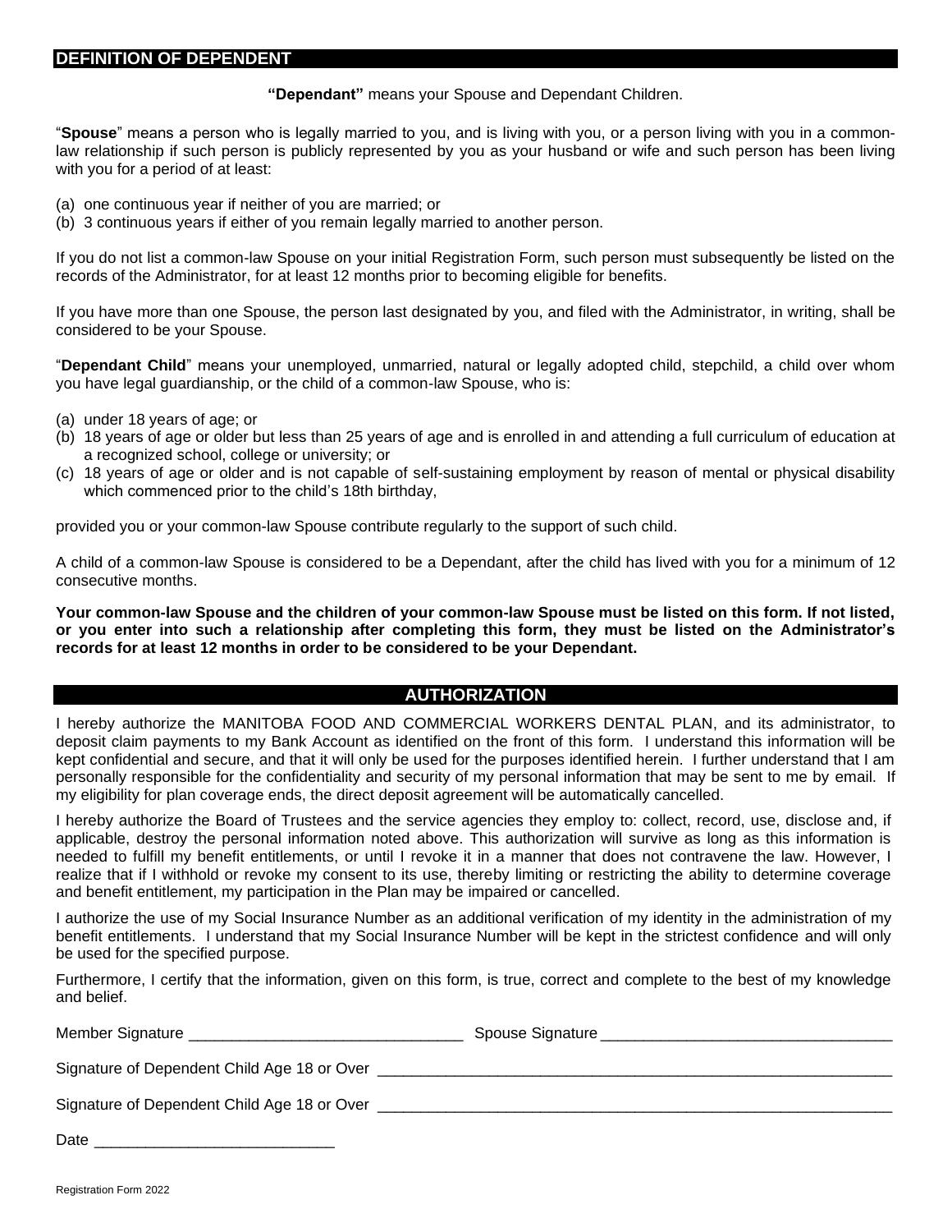## DEFINITION OF DEPENDENT

**"Dependant"** means your Spouse and Dependant Children.

"**Spouse**" means a person who is legally married to you, and is living with you, or a person living with you in a common-law relationship if such person is publicly represented by you as your husband or wife and such person has been living with you for a period of at least:

(a) one continuous year if neither of you are married; or
(b) 3 continuous years if either of you remain legally married to another person.

If you do not list a common-law Spouse on your initial Registration Form, such person must subsequently be listed on the records of the Administrator, for at least 12 months prior to becoming eligible for benefits.

If you have more than one Spouse, the person last designated by you, and filed with the Administrator, in writing, shall be considered to be your Spouse.

"**Dependant Child**" means your unemployed, unmarried, natural or legally adopted child, stepchild, a child over whom you have legal guardianship, or the child of a common-law Spouse, who is:

(a) under 18 years of age; or
(b) 18 years of age or older but less than 25 years of age and is enrolled in and attending a full curriculum of education at a recognized school, college or university; or
(c) 18 years of age or older and is not capable of self-sustaining employment by reason of mental or physical disability which commenced prior to the child's 18th birthday,

provided you or your common-law Spouse contribute regularly to the support of such child.

A child of a common-law Spouse is considered to be a Dependant, after the child has lived with you for a minimum of 12 consecutive months.

**Your common-law Spouse and the children of your common-law Spouse must be listed on this form. If not listed, or you enter into such a relationship after completing this form, they must be listed on the Administrator's records for at least 12 months in order to be considered to be your Dependant.**

## AUTHORIZATION

I hereby authorize the MANITOBA FOOD AND COMMERCIAL WORKERS DENTAL PLAN, and its administrator, to deposit claim payments to my Bank Account as identified on the front of this form. I understand this information will be kept confidential and secure, and that it will only be used for the purposes identified herein. I further understand that I am personally responsible for the confidentiality and security of my personal information that may be sent to me by email. If my eligibility for plan coverage ends, the direct deposit agreement will be automatically cancelled.

I hereby authorize the Board of Trustees and the service agencies they employ to: collect, record, use, disclose and, if applicable, destroy the personal information noted above. This authorization will survive as long as this information is needed to fulfill my benefit entitlements, or until I revoke it in a manner that does not contravene the law. However, I realize that if I withhold or revoke my consent to its use, thereby limiting or restricting the ability to determine coverage and benefit entitlement, my participation in the Plan may be impaired or cancelled.

I authorize the use of my Social Insurance Number as an additional verification of my identity in the administration of my benefit entitlements. I understand that my Social Insurance Number will be kept in the strictest confidence and will only be used for the specified purpose.

Furthermore, I certify that the information, given on this form, is true, correct and complete to the best of my knowledge and belief.

Member Signature ________________________________ Spouse Signature __________________________________

Signature of Dependent Child Age 18 or Over _______________________________________________________________

Signature of Dependent Child Age 18 or Over _______________________________________________________________

Date ____________________________

Registration Form 2022